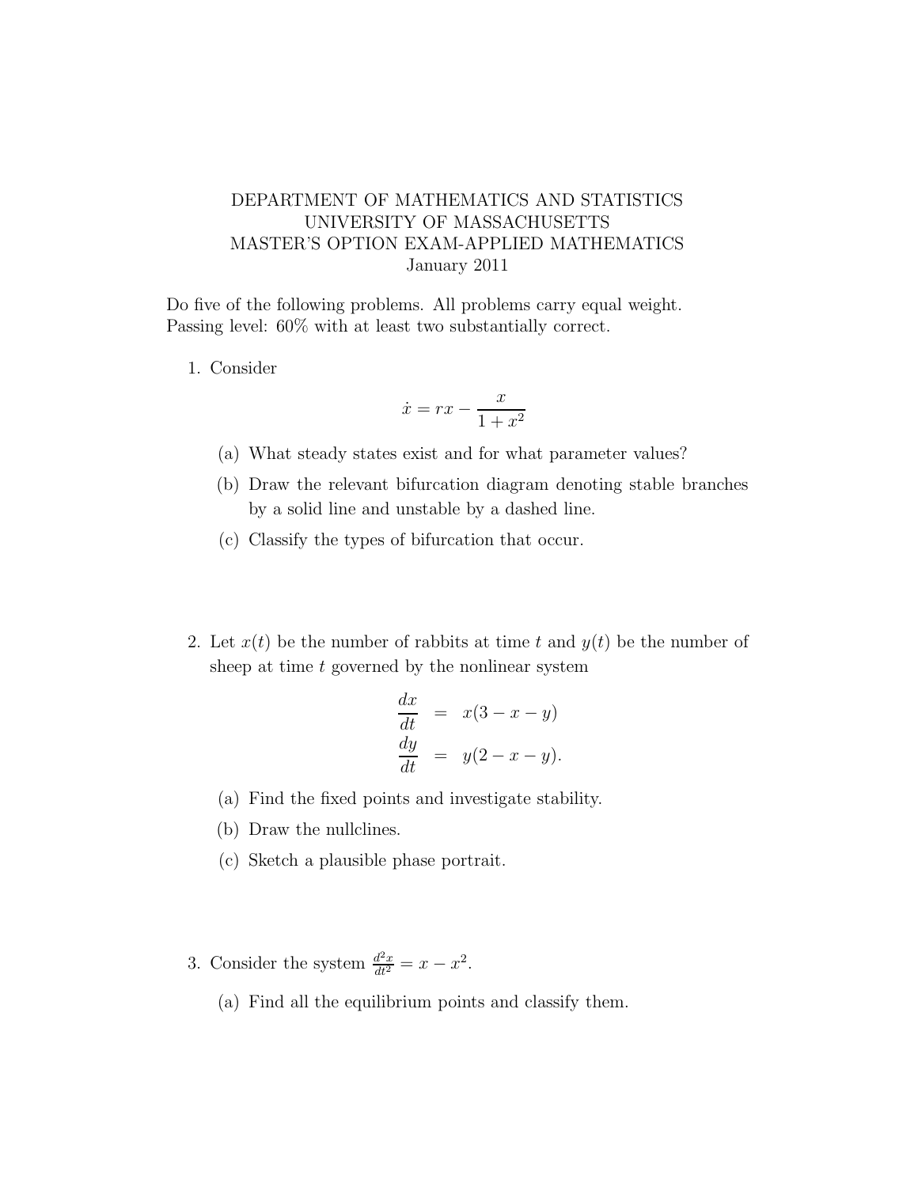DEPARTMENT OF MATHEMATICS AND STATISTICS
UNIVERSITY OF MASSACHUSETTS
MASTER'S OPTION EXAM-APPLIED MATHEMATICS
January 2011

Do five of the following problems. All problems carry equal weight.
Passing level: 60% with at least two substantially correct.

1. Consider

$$\dot{x} = rx - \frac{x}{1+x^2}$$

   (a) What steady states exist and for what parameter values?

   (b) Draw the relevant bifurcation diagram denoting stable branches by a solid line and unstable by a dashed line.

   (c) Classify the types of bifurcation that occur.

2. Let $x(t)$ be the number of rabbits at time $t$ and $y(t)$ be the number of sheep at time $t$ governed by the nonlinear system

$$\begin{aligned} \frac{dx}{dt} &= x(3 - x - y) \\ \frac{dy}{dt} &= y(2 - x - y). \end{aligned}$$

   (a) Find the fixed points and investigate stability.

   (b) Draw the nullclines.

   (c) Sketch a plausible phase portrait.

3. Consider the system $\frac{d^2x}{dt^2} = x - x^2$.

   (a) Find all the equilibrium points and classify them.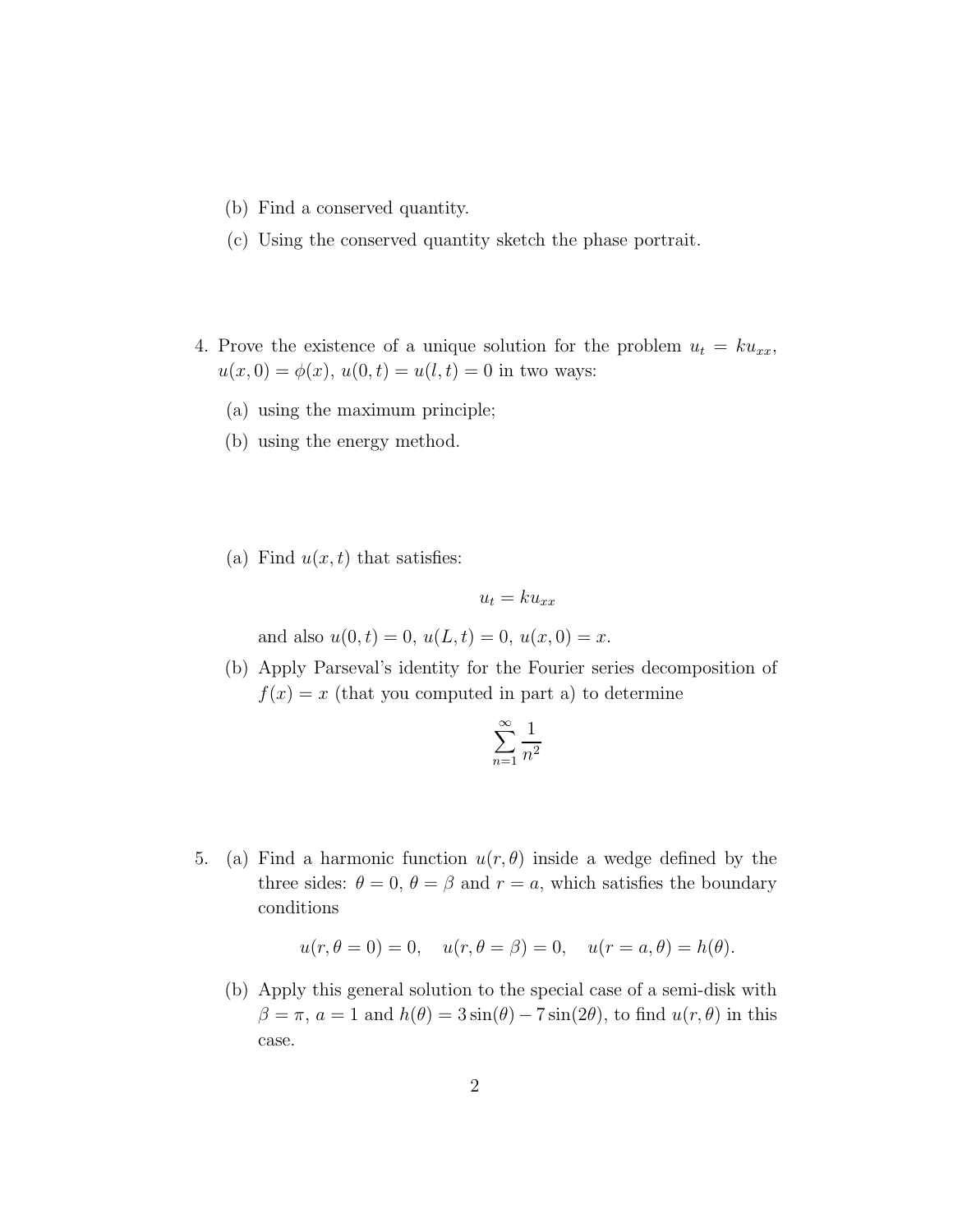(b) Find a conserved quantity.

(c) Using the conserved quantity sketch the phase portrait.

4. Prove the existence of a unique solution for the problem $u_t = ku_{xx}$, $u(x, 0) = \phi(x)$, $u(0, t) = u(l, t) = 0$ in two ways:

   (a) using the maximum principle;

   (b) using the energy method.

(a) Find $u(x, t)$ that satisfies:

$$u_t = ku_{xx}$$

and also $u(0, t) = 0$, $u(L, t) = 0$, $u(x, 0) = x$.

(b) Apply Parseval's identity for the Fourier series decomposition of $f(x) = x$ (that you computed in part a) to determine

$$\sum_{n=1}^{\infty} \frac{1}{n^2}$$

5. (a) Find a harmonic function $u(r, \theta)$ inside a wedge defined by the three sides: $\theta = 0$, $\theta = \beta$ and $r = a$, which satisfies the boundary conditions

$$u(r, \theta = 0) = 0, \quad u(r, \theta = \beta) = 0, \quad u(r = a, \theta) = h(\theta).$$

   (b) Apply this general solution to the special case of a semi-disk with $\beta = \pi$, $a = 1$ and $h(\theta) = 3\sin(\theta) - 7\sin(2\theta)$, to find $u(r, \theta)$ in this case.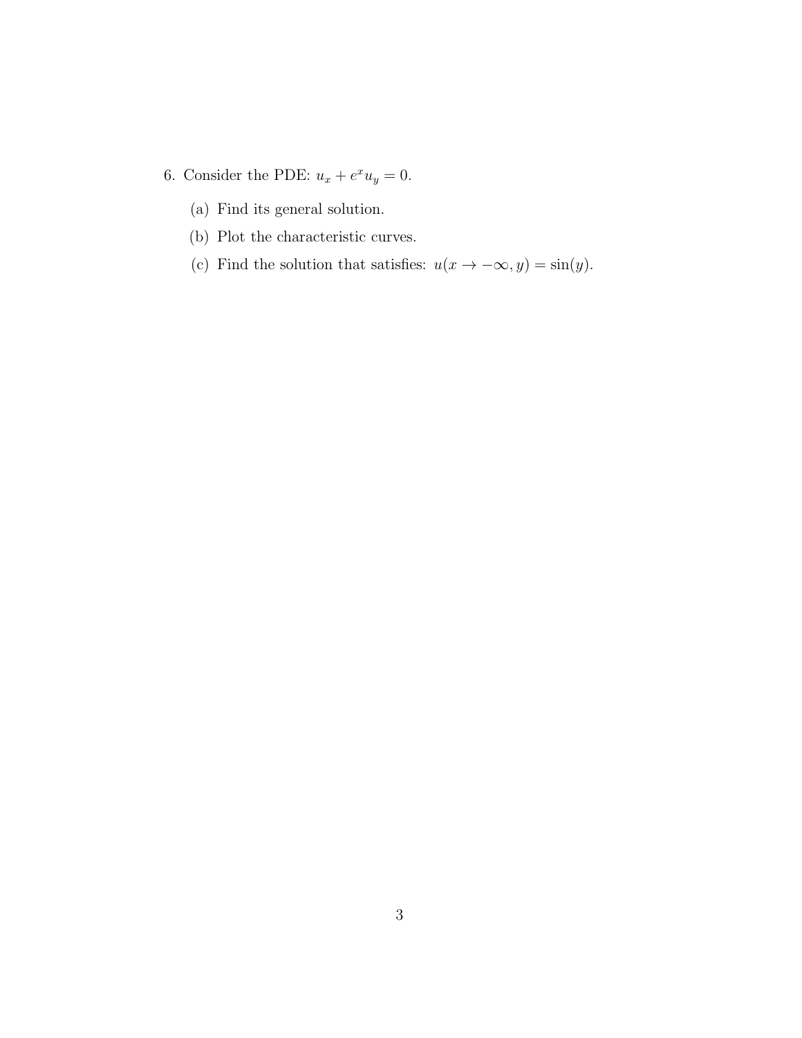6. Consider the PDE: $u_x + e^x u_y = 0$.

   (a) Find its general solution.

   (b) Plot the characteristic curves.

   (c) Find the solution that satisfies: $u(x \to -\infty, y) = \sin(y)$.